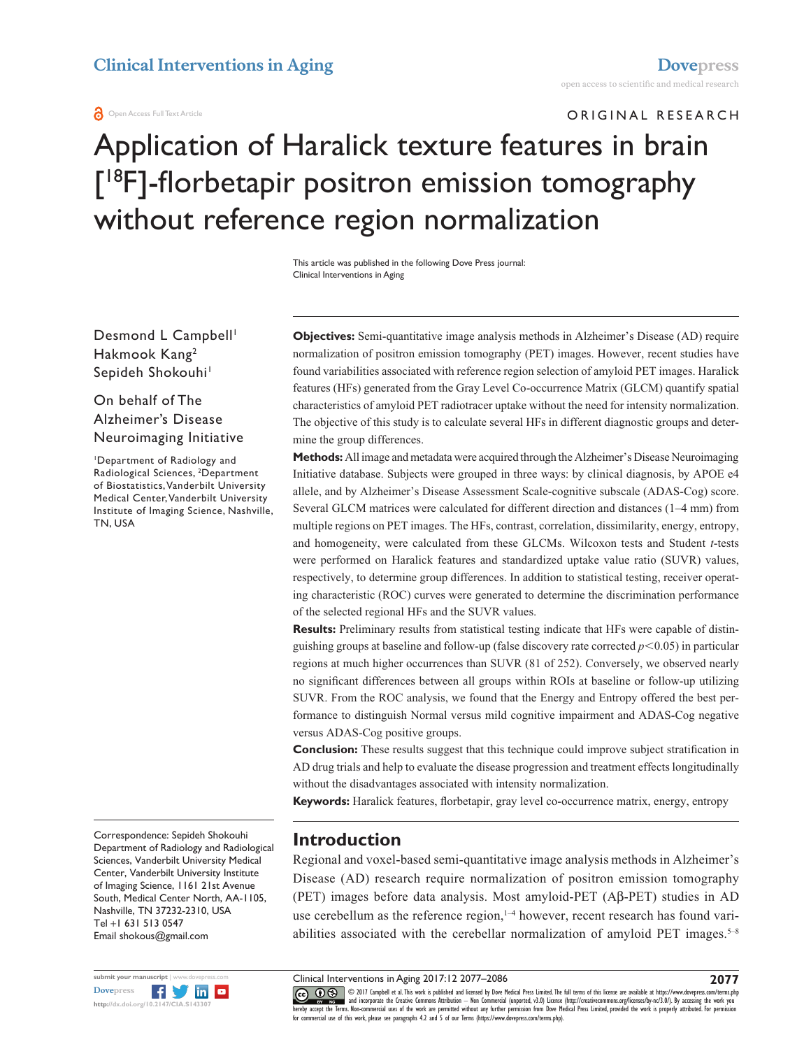ORIGINAL RESEARCH

# Application of Haralick texture features in brain [$^{18}$F]-florbetapir positron emission tomography without reference region normalization

This article was published in the following Dove Press journal: Clinical Interventions in Aging

Desmond L Campbell[1]
Hakmook Kang[2]
Sepideh Shokouhi[1]

On behalf of The Alzheimer's Disease Neuroimaging Initiative

[1]Department of Radiology and Radiological Sciences, [2]Department of Biostatistics, Vanderbilt University Medical Center, Vanderbilt University Institute of Imaging Science, Nashville, TN, USA

**Objectives:** Semi-quantitative image analysis methods in Alzheimer's Disease (AD) require normalization of positron emission tomography (PET) images. However, recent studies have found variabilities associated with reference region selection of amyloid PET images. Haralick features (HFs) generated from the Gray Level Co-occurrence Matrix (GLCM) quantify spatial characteristics of amyloid PET radiotracer uptake without the need for intensity normalization. The objective of this study is to calculate several HFs in different diagnostic groups and determine the group differences.

**Methods:** All image and metadata were acquired through the Alzheimer's Disease Neuroimaging Initiative database. Subjects were grouped in three ways: by clinical diagnosis, by APOE e4 allele, and by Alzheimer's Disease Assessment Scale-cognitive subscale (ADAS-Cog) score. Several GLCM matrices were calculated for different direction and distances (1–4 mm) from multiple regions on PET images. The HFs, contrast, correlation, dissimilarity, energy, entropy, and homogeneity, were calculated from these GLCMs. Wilcoxon tests and Student *t*-tests were performed on Haralick features and standardized uptake value ratio (SUVR) values, respectively, to determine group differences. In addition to statistical testing, receiver operating characteristic (ROC) curves were generated to determine the discrimination performance of the selected regional HFs and the SUVR values.

**Results:** Preliminary results from statistical testing indicate that HFs were capable of distinguishing groups at baseline and follow-up (false discovery rate corrected $p<0.05$) in particular regions at much higher occurrences than SUVR (81 of 252). Conversely, we observed nearly no significant differences between all groups within ROIs at baseline or follow-up utilizing SUVR. From the ROC analysis, we found that the Energy and Entropy offered the best performance to distinguish Normal versus mild cognitive impairment and ADAS-Cog negative versus ADAS-Cog positive groups.

**Conclusion:** These results suggest that this technique could improve subject stratification in AD drug trials and help to evaluate the disease progression and treatment effects longitudinally without the disadvantages associated with intensity normalization.

**Keywords:** Haralick features, florbetapir, gray level co-occurrence matrix, energy, entropy

Correspondence: Sepideh Shokouhi
Department of Radiology and Radiological Sciences, Vanderbilt University Medical Center, Vanderbilt University Institute of Imaging Science, 1161 21st Avenue South, Medical Center North, AA-1105, Nashville, TN 37232-2310, USA
Tel +1 631 513 0547
Email shokous@gmail.com

## Introduction

Regional and voxel-based semi-quantitative image analysis methods in Alzheimer's Disease (AD) research require normalization of positron emission tomography (PET) images before data analysis. Most amyloid-PET (Aβ-PET) studies in AD use cerebellum as the reference region,[1–4] however, recent research has found variabilities associated with the cerebellar normalization of amyloid PET images.[5–8]

© 2017 Campbell et al. This work is published and licensed by Dove Medical Press Limited. The full terms of this license are available at https://www.dovepress.com/terms.php and incorporate the Creative Commons Attribution – Non Commercial (unported, v3.0) License (http://creativecommons.org/licenses/by-nc/3.0/). By accessing the work you hereby accept the Terms. Non-commercial uses of the work are permitted without any further permission from Dove Medical Press Limited, provided the work is properly attributed. For permission for commercial use of this work, please see paragraphs 4.2 and 5 of our Terms (https://www.dovepress.com/terms.php).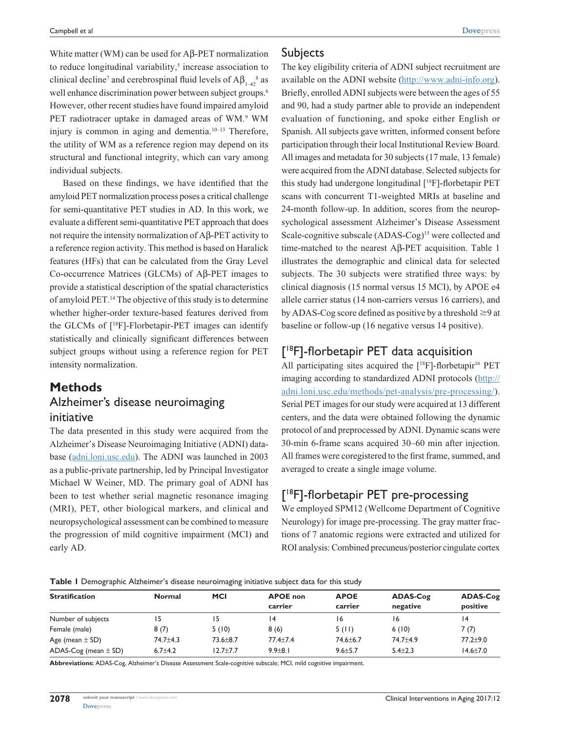White matter (WM) can be used for Aβ-PET normalization to reduce longitudinal variability,[5] increase association to clinical decline[7] and cerebrospinal fluid levels of $A\beta_{1-42}$[8] as well enhance discrimination power between subject groups.[6] However, other recent studies have found impaired amyloid PET radiotracer uptake in damaged areas of WM.[9] WM injury is common in aging and dementia.[10–13] Therefore, the utility of WM as a reference region may depend on its structural and functional integrity, which can vary among individual subjects.

Based on these findings, we have identified that the amyloid PET normalization process poses a critical challenge for semi-quantitative PET studies in AD. In this work, we evaluate a different semi-quantitative PET approach that does not require the intensity normalization of Aβ-PET activity to a reference region activity. This method is based on Haralick features (HFs) that can be calculated from the Gray Level Co-occurrence Matrices (GLCMs) of Aβ-PET images to provide a statistical description of the spatial characteristics of amyloid PET.[14] The objective of this study is to determine whether higher-order texture-based features derived from the GLCMs of [18F]-Florbetapir-PET images can identify statistically and clinically significant differences between subject groups without using a reference region for PET intensity normalization.

# Methods

## Alzheimer's disease neuroimaging initiative

The data presented in this study were acquired from the Alzheimer's Disease Neuroimaging Initiative (ADNI) database (adni.loni.usc.edu). The ADNI was launched in 2003 as a public-private partnership, led by Principal Investigator Michael W Weiner, MD. The primary goal of ADNI has been to test whether serial magnetic resonance imaging (MRI), PET, other biological markers, and clinical and neuropsychological assessment can be combined to measure the progression of mild cognitive impairment (MCI) and early AD.

## Subjects

The key eligibility criteria of ADNI subject recruitment are available on the ADNI website (http://www.adni-info.org). Briefly, enrolled ADNI subjects were between the ages of 55 and 90, had a study partner able to provide an independent evaluation of functioning, and spoke either English or Spanish. All subjects gave written, informed consent before participation through their local Institutional Review Board. All images and metadata for 30 subjects (17 male, 13 female) were acquired from the ADNI database. Selected subjects for this study had undergone longitudinal [18F]-florbetapir PET scans with concurrent T1-weighted MRIs at baseline and 24-month follow-up. In addition, scores from the neuropsychological assessment Alzheimer's Disease Assessment Scale-cognitive subscale (ADAS-Cog)[15] were collected and time-matched to the nearest Aβ-PET acquisition. Table 1 illustrates the demographic and clinical data for selected subjects. The 30 subjects were stratified three ways: by clinical diagnosis (15 normal versus 15 MCI), by APOE e4 allele carrier status (14 non-carriers versus 16 carriers), and by ADAS-Cog score defined as positive by a threshold ≥9 at baseline or follow-up (16 negative versus 14 positive).

## [18F]-florbetapir PET data acquisition

All participating sites acquired the [18F]-florbetapir[16] PET imaging according to standardized ADNI protocols (http://adni.loni.usc.edu/methods/pet-analysis/pre-processing/). Serial PET images for our study were acquired at 13 different centers, and the data were obtained following the dynamic protocol of and preprocessed by ADNI. Dynamic scans were 30-min 6-frame scans acquired 30–60 min after injection. All frames were coregistered to the first frame, summed, and averaged to create a single image volume.

## [18F]-florbetapir PET pre-processing

We employed SPM12 (Wellcome Department of Cognitive Neurology) for image pre-processing. The gray matter fractions of 7 anatomic regions were extracted and utilized for ROI analysis: Combined precuneus/posterior cingulate cortex

**Table 1** Demographic Alzheimer's disease neuroimaging initiative subject data for this study

| Stratification | Normal | MCI | APOE non carrier | APOE carrier | ADAS-Cog negative | ADAS-Cog positive |
|---|---|---|---|---|---|---|
| Number of subjects | 15 | 15 | 14 | 16 | 16 | 14 |
| Female (male) | 8 (7) | 5 (10) | 8 (6) | 5 (11) | 6 (10) | 7 (7) |
| Age (mean ± SD) | 74.7±4.3 | 73.6±8.7 | 77.4±7.4 | 74.6±6.7 | 74.7±4.9 | 77.2±9.0 |
| ADAS-Cog (mean ± SD) | 6.7±4.2 | 12.7±7.7 | 9.9±8.1 | 9.6±5.7 | 5.4±2.3 | 14.6±7.0 |

**Abbreviations:** ADAS-Cog, Alzheimer's Disease Assessment Scale-cognitive subscale; MCI, mild cognitive impairment.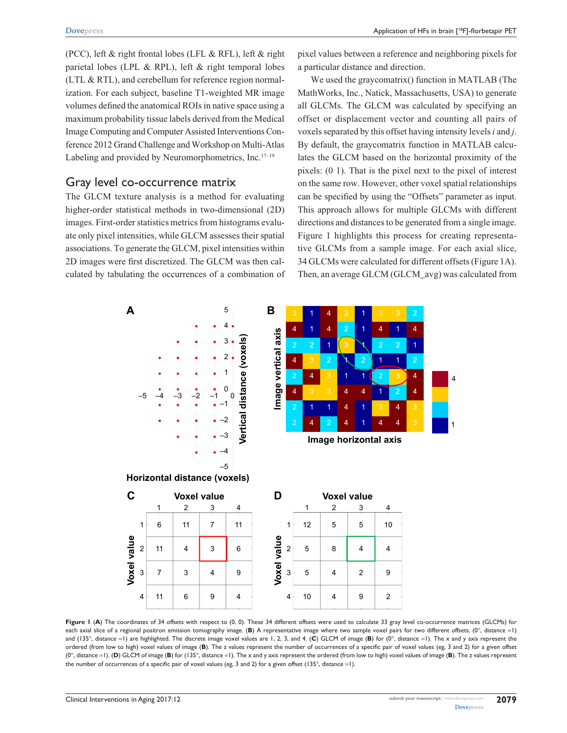(PCC), left & right frontal lobes (LFL & RFL), left & right parietal lobes (LPL & RPL), left & right temporal lobes (LTL & RTL), and cerebellum for reference region normalization. For each subject, baseline T1-weighted MR image volumes defined the anatomical ROIs in native space using a maximum probability tissue labels derived from the Medical Image Computing and Computer Assisted Interventions Conference 2012 Grand Challenge and Workshop on Multi-Atlas Labeling and provided by Neuromorphometrics, Inc.[17–19]

## Gray level co-occurrence matrix

The GLCM texture analysis is a method for evaluating higher-order statistical methods in two-dimensional (2D) images. First-order statistics metrics from histograms evaluate only pixel intensities, while GLCM assesses their spatial associations. To generate the GLCM, pixel intensities within 2D images were first discretized. The GLCM was then calculated by tabulating the occurrences of a combination of pixel values between a reference and neighboring pixels for a particular distance and direction.

We used the graycomatrix() function in MATLAB (The MathWorks, Inc., Natick, Massachusetts, USA) to generate all GLCMs. The GLCM was calculated by specifying an offset or displacement vector and counting all pairs of voxels separated by this offset having intensity levels *i* and *j*. By default, the graycomatrix function in MATLAB calculates the GLCM based on the horizontal proximity of the pixels: (0 1). That is the pixel next to the pixel of interest on the same row. However, other voxel spatial relationships can be specified by using the "Offsets" parameter as input. This approach allows for multiple GLCMs with different directions and distances to be generated from a single image. Figure 1 highlights this process for creating representative GLCMs from a sample image. For each axial slice, 34 GLCMs were calculated for different offsets (Figure 1A). Then, an average GLCM (GLCM_avg) was calculated from

**Figure 1** (**A**) The coordinates of 34 offsets with respect to (0, 0). These 34 different offsets were used to calculate 33 gray level co-occurrence matrices (GLCMs) for each axial slice of a regional positron emission tomography image. (**B**) A representative image where two sample voxel pairs for two different offsets, (0°, distance =1) and (135°, distance =1) are highlighted. The discrete image voxel values are 1, 2, 3, and 4. (**C**) GLCM of image (**B**) for (0°, distance =1). The x and y axis represent the ordered (from low to high) voxel values of image (**B**). The z values represent the number of occurrences of a specific pair of voxel values (eg, 3 and 2) for a given offset (0°, distance =1). (**D**) GLCM of image (**B**) for (135°, distance =1). The x and y axis represent the ordered (from low to high) voxel values of image (**B**). The z values represent the number of occurrences of a specific pair of voxel values (eg, 3 and 2) for a given offset (135°, distance =1).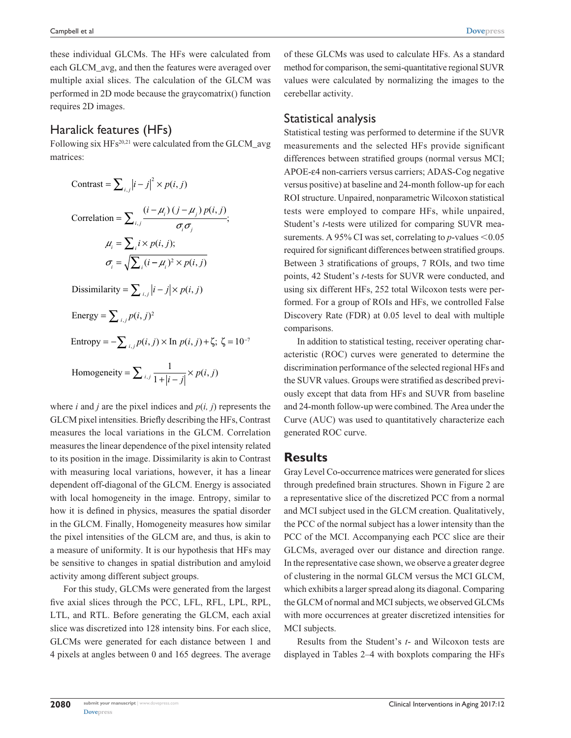these individual GLCMs. The HFs were calculated from each GLCM_avg, and then the features were averaged over multiple axial slices. The calculation of the GLCM was performed in 2D mode because the graycomatrix() function requires 2D images.

## Haralick features (HFs)

Following six HFs[20,21] were calculated from the GLCM_avg matrices:

$$\text{Contrast} = \sum_{i,j} |i-j|^2 \times p(i,j)$$

$$\text{Correlation} = \sum_{i,j} \frac{(i-\mu_i)(j-\mu_j)\,p(i,j)}{\sigma_i \sigma_j};$$

$$\mu_i = \sum_i i \times p(i,j);$$

$$\sigma_i = \sqrt{\sum_i (i-\mu_i)^2 \times p(i,j)}$$

$$\text{Dissimilarity} = \sum_{i,j} |i-j| \times p(i,j)$$

$$\text{Energy} = \sum_{i,j} p(i,j)^2$$

$$\text{Entropy} = -\sum_{i,j} p(i,j) \times \ln p(i,j) + \zeta;\ \zeta = 10^{-7}$$

$$\text{Homogeneity} = \sum_{i,j} \frac{1}{1+|i-j|} \times p(i,j)$$

where $i$ and $j$ are the pixel indices and $p(i, j)$ represents the GLCM pixel intensities. Briefly describing the HFs, Contrast measures the local variations in the GLCM. Correlation measures the linear dependence of the pixel intensity related to its position in the image. Dissimilarity is akin to Contrast with measuring local variations, however, it has a linear dependent off-diagonal of the GLCM. Energy is associated with local homogeneity in the image. Entropy, similar to how it is defined in physics, measures the spatial disorder in the GLCM. Finally, Homogeneity measures how similar the pixel intensities of the GLCM are, and thus, is akin to a measure of uniformity. It is our hypothesis that HFs may be sensitive to changes in spatial distribution and amyloid activity among different subject groups.

For this study, GLCMs were generated from the largest five axial slices through the PCC, LFL, RFL, LPL, RPL, LTL, and RTL. Before generating the GLCM, each axial slice was discretized into 128 intensity bins. For each slice, GLCMs were generated for each distance between 1 and 4 pixels at angles between 0 and 165 degrees. The average of these GLCMs was used to calculate HFs. As a standard method for comparison, the semi-quantitative regional SUVR values were calculated by normalizing the images to the cerebellar activity.

## Statistical analysis

Statistical testing was performed to determine if the SUVR measurements and the selected HFs provide significant differences between stratified groups (normal versus MCI; APOE-ε4 non-carriers versus carriers; ADAS-Cog negative versus positive) at baseline and 24-month follow-up for each ROI structure. Unpaired, nonparametric Wilcoxon statistical tests were employed to compare HFs, while unpaired, Student's $t$-tests were utilized for comparing SUVR measurements. A 95% CI was set, correlating to $p$-values $<0.05$ required for significant differences between stratified groups. Between 3 stratifications of groups, 7 ROIs, and two time points, 42 Student's $t$-tests for SUVR were conducted, and using six different HFs, 252 total Wilcoxon tests were performed. For a group of ROIs and HFs, we controlled False Discovery Rate (FDR) at 0.05 level to deal with multiple comparisons.

In addition to statistical testing, receiver operating characteristic (ROC) curves were generated to determine the discrimination performance of the selected regional HFs and the SUVR values. Groups were stratified as described previously except that data from HFs and SUVR from baseline and 24-month follow-up were combined. The Area under the Curve (AUC) was used to quantitatively characterize each generated ROC curve.

# Results

Gray Level Co-occurrence matrices were generated for slices through predefined brain structures. Shown in Figure 2 are a representative slice of the discretized PCC from a normal and MCI subject used in the GLCM creation. Qualitatively, the PCC of the normal subject has a lower intensity than the PCC of the MCI. Accompanying each PCC slice are their GLCMs, averaged over our distance and direction range. In the representative case shown, we observe a greater degree of clustering in the normal GLCM versus the MCI GLCM, which exhibits a larger spread along its diagonal. Comparing the GLCM of normal and MCI subjects, we observed GLCMs with more occurrences at greater discretized intensities for MCI subjects.

Results from the Student's $t$- and Wilcoxon tests are displayed in Tables 2–4 with boxplots comparing the HFs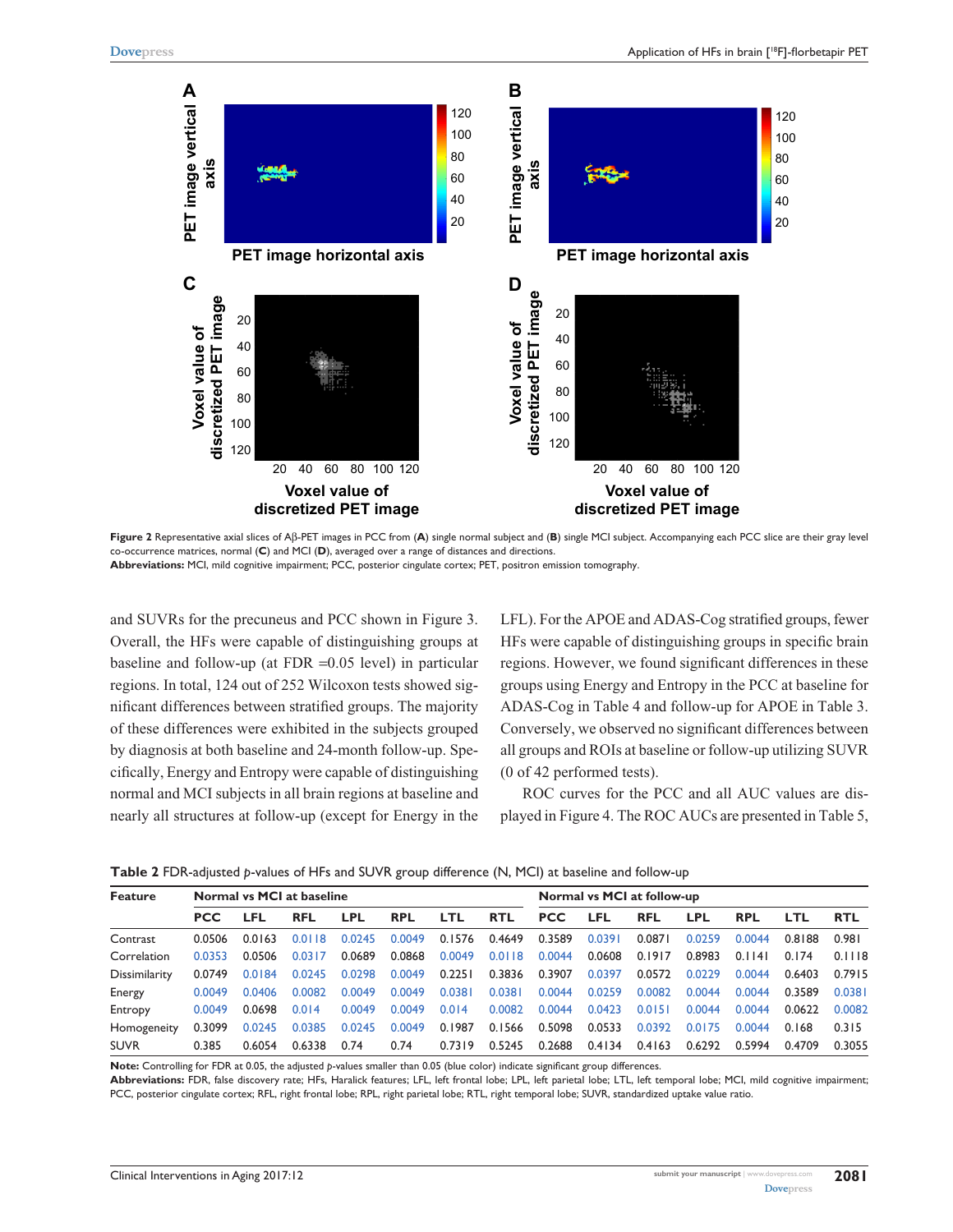Figure 2 Representative axial slices of Aβ-PET images in PCC from (**A**) single normal subject and (**B**) single MCI subject. Accompanying each PCC slice are their gray level co-occurrence matrices, normal (**C**) and MCI (**D**), averaged over a range of distances and directions.

**Abbreviations:** MCI, mild cognitive impairment; PCC, posterior cingulate cortex; PET, positron emission tomography.

and SUVRs for the precuneus and PCC shown in Figure 3. Overall, the HFs were capable of distinguishing groups at baseline and follow-up (at FDR =0.05 level) in particular regions. In total, 124 out of 252 Wilcoxon tests showed significant differences between stratified groups. The majority of these differences were exhibited in the subjects grouped by diagnosis at both baseline and 24-month follow-up. Specifically, Energy and Entropy were capable of distinguishing normal and MCI subjects in all brain regions at baseline and nearly all structures at follow-up (except for Energy in the LFL). For the APOE and ADAS-Cog stratified groups, fewer HFs were capable of distinguishing groups in specific brain regions. However, we found significant differences in these groups using Energy and Entropy in the PCC at baseline for ADAS-Cog in Table 4 and follow-up for APOE in Table 3. Conversely, we observed no significant differences between all groups and ROIs at baseline or follow-up utilizing SUVR (0 of 42 performed tests).

ROC curves for the PCC and all AUC values are displayed in Figure 4. The ROC AUCs are presented in Table 5,

**Table 2** FDR-adjusted *p*-values of HFs and SUVR group difference (N, MCI) at baseline and follow-up

| Feature | Normal vs MCI at baseline | | | | | | | Normal vs MCI at follow-up | | | | | | |
|---|---|---|---|---|---|---|---|---|---|---|---|---|---|---|
| | PCC | LFL | RFL | LPL | RPL | LTL | RTL | PCC | LFL | RFL | LPL | RPL | LTL | RTL |
| Contrast | 0.0506 | 0.0163 | 0.0118 | 0.0245 | 0.0049 | 0.1576 | 0.4649 | 0.3589 | 0.0391 | 0.0871 | 0.0259 | 0.0044 | 0.8188 | 0.981 |
| Correlation | 0.0353 | 0.0506 | 0.0317 | 0.0689 | 0.0868 | 0.0049 | 0.0118 | 0.0044 | 0.0608 | 0.1917 | 0.8983 | 0.1141 | 0.174 | 0.1118 |
| Dissimilarity | 0.0749 | 0.0184 | 0.0245 | 0.0298 | 0.0049 | 0.2251 | 0.3836 | 0.3907 | 0.0397 | 0.0572 | 0.0229 | 0.0044 | 0.6403 | 0.7915 |
| Energy | 0.0049 | 0.0406 | 0.0082 | 0.0049 | 0.0049 | 0.0381 | 0.0381 | 0.0044 | 0.0259 | 0.0082 | 0.0044 | 0.0044 | 0.3589 | 0.0381 |
| Entropy | 0.0049 | 0.0698 | 0.014 | 0.0049 | 0.0049 | 0.014 | 0.0082 | 0.0044 | 0.0423 | 0.0151 | 0.0044 | 0.0044 | 0.0622 | 0.0082 |
| Homogeneity | 0.3099 | 0.0245 | 0.0385 | 0.0245 | 0.0049 | 0.1987 | 0.1566 | 0.5098 | 0.0533 | 0.0392 | 0.0175 | 0.0044 | 0.168 | 0.315 |
| SUVR | 0.385 | 0.6054 | 0.6338 | 0.74 | 0.74 | 0.7319 | 0.5245 | 0.2688 | 0.4134 | 0.4163 | 0.6292 | 0.5994 | 0.4709 | 0.3055 |

**Note:** Controlling for FDR at 0.05, the adjusted *p*-values smaller than 0.05 (blue color) indicate significant group differences.

**Abbreviations:** FDR, false discovery rate; HFs, Haralick features; LFL, left frontal lobe; LPL, left parietal lobe; LTL, left temporal lobe; MCI, mild cognitive impairment; PCC, posterior cingulate cortex; RFL, right frontal lobe; RPL, right parietal lobe; RTL, right temporal lobe; SUVR, standardized uptake value ratio.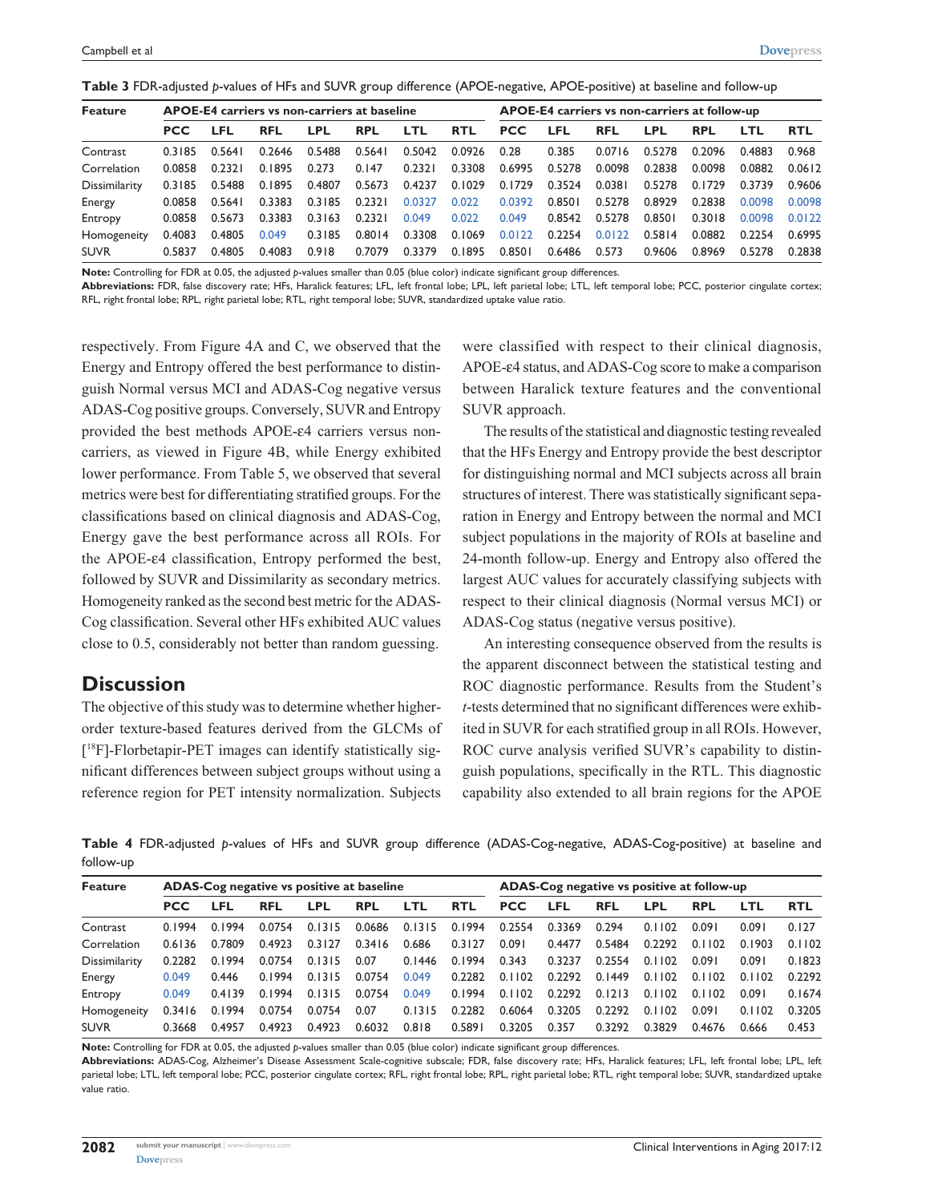**Table 3** FDR-adjusted *p*-values of HFs and SUVR group difference (APOE-negative, APOE-positive) at baseline and follow-up

| Feature | APOE-E4 carriers vs non-carriers at baseline | | | | | | | APOE-E4 carriers vs non-carriers at follow-up | | | | | | |
|---|---|---|---|---|---|---|---|---|---|---|---|---|---|---|
| | PCC | LFL | RFL | LPL | RPL | LTL | RTL | PCC | LFL | RFL | LPL | RPL | LTL | RTL |
| Contrast | 0.3185 | 0.5641 | 0.2646 | 0.5488 | 0.5641 | 0.5042 | 0.0926 | 0.28 | 0.385 | 0.0716 | 0.5278 | 0.2096 | 0.4883 | 0.968 |
| Correlation | 0.0858 | 0.2321 | 0.1895 | 0.273 | 0.147 | 0.2321 | 0.3308 | 0.6995 | 0.5278 | 0.0098 | 0.2838 | 0.0098 | 0.0882 | 0.0612 |
| Dissimilarity | 0.3185 | 0.5488 | 0.1895 | 0.4807 | 0.5673 | 0.4237 | 0.1029 | 0.1729 | 0.3524 | 0.0381 | 0.5278 | 0.1729 | 0.3739 | 0.9606 |
| Energy | 0.0858 | 0.5641 | 0.3383 | 0.3185 | 0.2321 | 0.0327 | 0.022 | 0.0392 | 0.8501 | 0.5278 | 0.8929 | 0.2838 | 0.0098 | 0.0098 |
| Entropy | 0.0858 | 0.5673 | 0.3383 | 0.3163 | 0.2321 | 0.049 | 0.022 | 0.049 | 0.8542 | 0.5278 | 0.8501 | 0.3018 | 0.0098 | 0.0122 |
| Homogeneity | 0.4083 | 0.4805 | 0.049 | 0.3185 | 0.8014 | 0.3308 | 0.1069 | 0.0122 | 0.2254 | 0.0122 | 0.5814 | 0.0882 | 0.2254 | 0.6995 |
| SUVR | 0.5837 | 0.4805 | 0.4083 | 0.918 | 0.7079 | 0.3379 | 0.1895 | 0.8501 | 0.6486 | 0.573 | 0.9606 | 0.8969 | 0.5278 | 0.2838 |

**Note:** Controlling for FDR at 0.05, the adjusted *p*-values smaller than 0.05 (blue color) indicate significant group differences.

**Abbreviations:** FDR, false discovery rate; HFs, Haralick features; LFL, left frontal lobe; LPL, left parietal lobe; LTL, left temporal lobe; PCC, posterior cingulate cortex; RFL, right frontal lobe; RPL, right parietal lobe; RTL, right temporal lobe; SUVR, standardized uptake value ratio.

respectively. From Figure 4A and C, we observed that the Energy and Entropy offered the best performance to distinguish Normal versus MCI and ADAS-Cog negative versus ADAS-Cog positive groups. Conversely, SUVR and Entropy provided the best methods APOE-ε4 carriers versus non-carriers, as viewed in Figure 4B, while Energy exhibited lower performance. From Table 5, we observed that several metrics were best for differentiating stratified groups. For the classifications based on clinical diagnosis and ADAS-Cog, Energy gave the best performance across all ROIs. For the APOE-ε4 classification, Entropy performed the best, followed by SUVR and Dissimilarity as secondary metrics. Homogeneity ranked as the second best metric for the ADAS-Cog classification. Several other HFs exhibited AUC values close to 0.5, considerably not better than random guessing.

## Discussion

The objective of this study was to determine whether higher-order texture-based features derived from the GLCMs of [[18]F]-Florbetapir-PET images can identify statistically significant differences between subject groups without using a reference region for PET intensity normalization. Subjects were classified with respect to their clinical diagnosis, APOE-ε4 status, and ADAS-Cog score to make a comparison between Haralick texture features and the conventional SUVR approach.

The results of the statistical and diagnostic testing revealed that the HFs Energy and Entropy provide the best descriptor for distinguishing normal and MCI subjects across all brain structures of interest. There was statistically significant separation in Energy and Entropy between the normal and MCI subject populations in the majority of ROIs at baseline and 24-month follow-up. Energy and Entropy also offered the largest AUC values for accurately classifying subjects with respect to their clinical diagnosis (Normal versus MCI) or ADAS-Cog status (negative versus positive).

An interesting consequence observed from the results is the apparent disconnect between the statistical testing and ROC diagnostic performance. Results from the Student's *t*-tests determined that no significant differences were exhibited in SUVR for each stratified group in all ROIs. However, ROC curve analysis verified SUVR's capability to distinguish populations, specifically in the RTL. This diagnostic capability also extended to all brain regions for the APOE

**Table 4** FDR-adjusted *p*-values of HFs and SUVR group difference (ADAS-Cog-negative, ADAS-Cog-positive) at baseline and follow-up

| Feature | ADAS-Cog negative vs positive at baseline | | | | | | | ADAS-Cog negative vs positive at follow-up | | | | | | |
|---|---|---|---|---|---|---|---|---|---|---|---|---|---|---|
| | PCC | LFL | RFL | LPL | RPL | LTL | RTL | PCC | LFL | RFL | LPL | RPL | LTL | RTL |
| Contrast | 0.1994 | 0.1994 | 0.0754 | 0.1315 | 0.0686 | 0.1315 | 0.1994 | 0.2554 | 0.3369 | 0.294 | 0.1102 | 0.091 | 0.091 | 0.127 |
| Correlation | 0.6136 | 0.7809 | 0.4923 | 0.3127 | 0.3416 | 0.686 | 0.3127 | 0.091 | 0.4477 | 0.5484 | 0.2292 | 0.1102 | 0.1903 | 0.1102 |
| Dissimilarity | 0.2282 | 0.1994 | 0.0754 | 0.1315 | 0.07 | 0.1446 | 0.1994 | 0.343 | 0.3237 | 0.2554 | 0.1102 | 0.091 | 0.091 | 0.1823 |
| Energy | 0.049 | 0.446 | 0.1994 | 0.1315 | 0.0754 | 0.049 | 0.2282 | 0.1102 | 0.2292 | 0.1449 | 0.1102 | 0.1102 | 0.1102 | 0.2292 |
| Entropy | 0.049 | 0.4139 | 0.1994 | 0.1315 | 0.0754 | 0.049 | 0.1994 | 0.1102 | 0.2292 | 0.1213 | 0.1102 | 0.1102 | 0.091 | 0.1674 |
| Homogeneity | 0.3416 | 0.1994 | 0.0754 | 0.0754 | 0.07 | 0.1315 | 0.2282 | 0.6064 | 0.3205 | 0.2292 | 0.1102 | 0.091 | 0.1102 | 0.3205 |
| SUVR | 0.3668 | 0.4957 | 0.4923 | 0.4923 | 0.6032 | 0.818 | 0.5891 | 0.3205 | 0.357 | 0.3292 | 0.3829 | 0.4676 | 0.666 | 0.453 |

**Note:** Controlling for FDR at 0.05, the adjusted *p*-values smaller than 0.05 (blue color) indicate significant group differences.

**Abbreviations:** ADAS-Cog, Alzheimer's Disease Assessment Scale-cognitive subscale; FDR, false discovery rate; HFs, Haralick features; LFL, left frontal lobe; LPL, left parietal lobe; LTL, left temporal lobe; PCC, posterior cingulate cortex; RFL, right frontal lobe; RPL, right parietal lobe; RTL, right temporal lobe; SUVR, standardized uptake value ratio.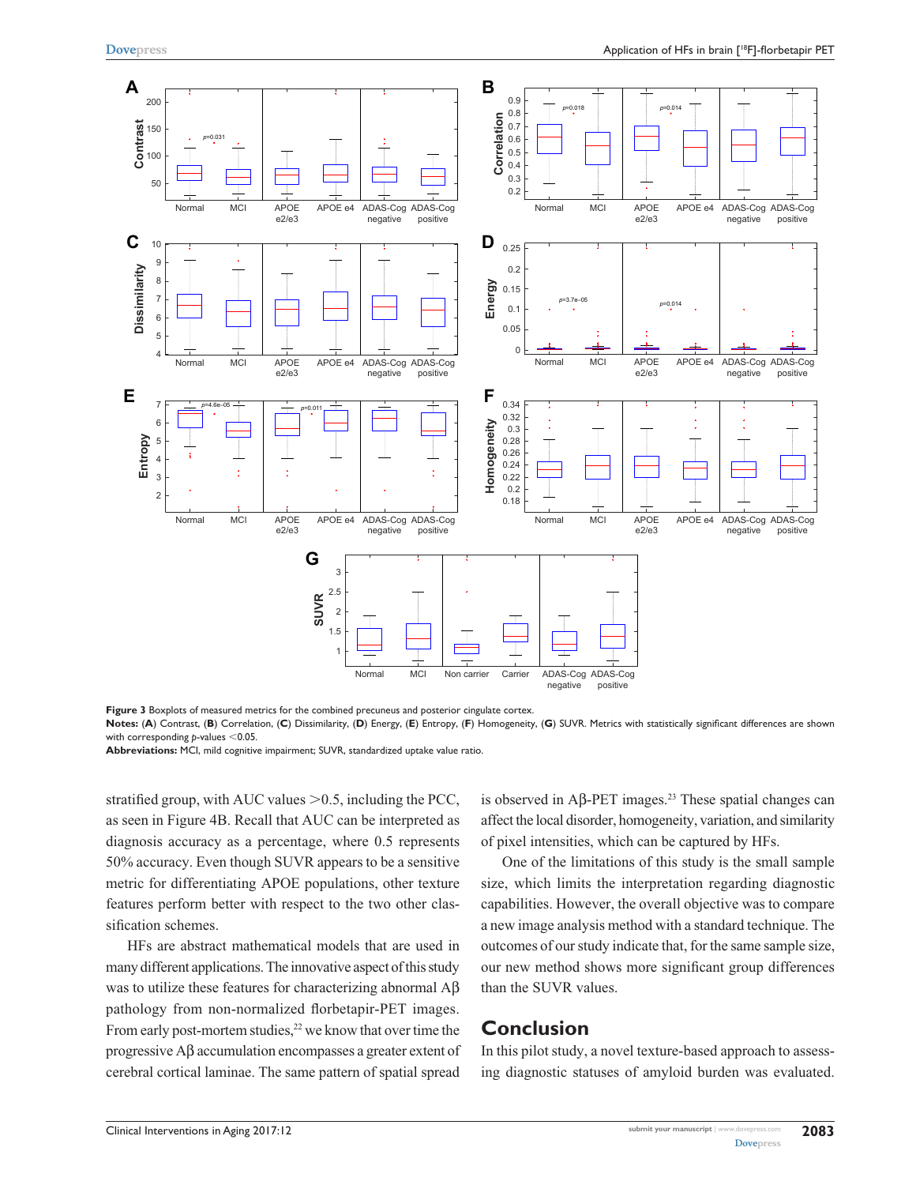**Figure 3** Boxplots of measured metrics for the combined precuneus and posterior cingulate cortex.

**Notes:** (**A**) Contrast, (**B**) Correlation, (**C**) Dissimilarity, (**D**) Energy, (**E**) Entropy, (**F**) Homogeneity, (**G**) SUVR. Metrics with statistically significant differences are shown with corresponding *p*-values $<0.05$.

**Abbreviations:** MCI, mild cognitive impairment; SUVR, standardized uptake value ratio.

stratified group, with AUC values $>0.5$, including the PCC, as seen in Figure 4B. Recall that AUC can be interpreted as diagnosis accuracy as a percentage, where 0.5 represents 50% accuracy. Even though SUVR appears to be a sensitive metric for differentiating APOE populations, other texture features perform better with respect to the two other classification schemes.

HFs are abstract mathematical models that are used in many different applications. The innovative aspect of this study was to utilize these features for characterizing abnormal Aβ pathology from non-normalized florbetapir-PET images. From early post-mortem studies,[22] we know that over time the progressive Aβ accumulation encompasses a greater extent of cerebral cortical laminae. The same pattern of spatial spread is observed in Aβ-PET images.[23] These spatial changes can affect the local disorder, homogeneity, variation, and similarity of pixel intensities, which can be captured by HFs.

One of the limitations of this study is the small sample size, which limits the interpretation regarding diagnostic capabilities. However, the overall objective was to compare a new image analysis method with a standard technique. The outcomes of our study indicate that, for the same sample size, our new method shows more significant group differences than the SUVR values.

## Conclusion

In this pilot study, a novel texture-based approach to assessing diagnostic statuses of amyloid burden was evaluated.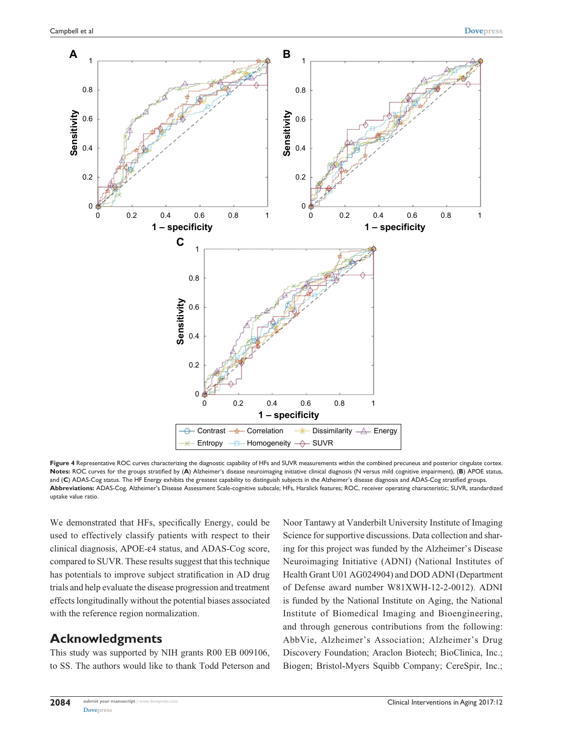**Figure 4** Representative ROC curves characterizing the diagnostic capability of HFs and SUVR measurements within the combined precuneus and posterior cingulate cortex.

**Notes:** ROC curves for the groups stratified by (**A**) Alzheimer's disease neuroimaging initiative clinical diagnosis (N versus mild cognitive impairment), (**B**) APOE status, and (**C**) ADAS-Cog status. The HF Energy exhibits the greatest capability to distinguish subjects in the Alzheimer's disease diagnosis and ADAS-Cog stratified groups.

**Abbreviations:** ADAS-Cog, Alzheimer's Disease Assessment Scale-cognitive subscale; HFs, Haralick features; ROC, receiver operating characteristic; SUVR, standardized uptake value ratio.

We demonstrated that HFs, specifically Energy, could be used to effectively classify patients with respect to their clinical diagnosis, APOE-ε4 status, and ADAS-Cog score, compared to SUVR. These results suggest that this technique has potentials to improve subject stratification in AD drug trials and help evaluate the disease progression and treatment effects longitudinally without the potential biases associated with the reference region normalization.

## Acknowledgments

This study was supported by NIH grants R00 EB 009106, to SS. The authors would like to thank Todd Peterson and Noor Tantawy at Vanderbilt University Institute of Imaging Science for supportive discussions. Data collection and sharing for this project was funded by the Alzheimer's Disease Neuroimaging Initiative (ADNI) (National Institutes of Health Grant U01 AG024904) and DOD ADNI (Department of Defense award number W81XWH-12-2-0012). ADNI is funded by the National Institute on Aging, the National Institute of Biomedical Imaging and Bioengineering, and through generous contributions from the following: AbbVie, Alzheimer's Association; Alzheimer's Drug Discovery Foundation; Araclon Biotech; BioClinica, Inc.; Biogen; Bristol-Myers Squibb Company; CereSpir, Inc.;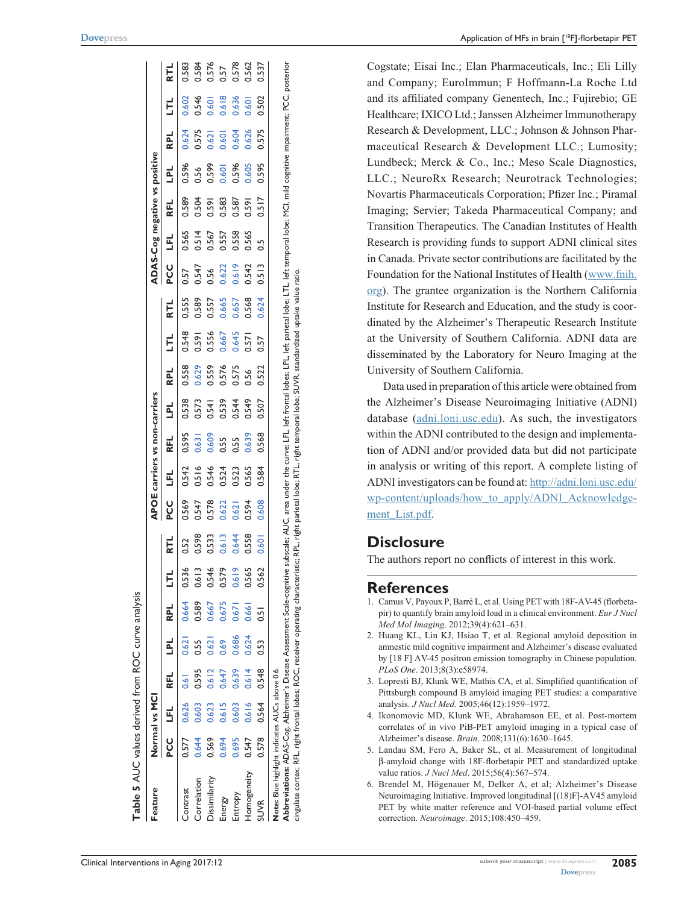**Table 5** AUC values derived from ROC curve analysis

| Feature | Normal vs MCI | | | | | | | APOE carriers vs non-carriers | | | | | | | ADAS-Cog negative vs positive | | | | | | |
|---|---|---|---|---|---|---|---|---|---|---|---|---|---|---|---|---|---|---|---|---|---|
| | PCC | LFL | RFL | LPL | RPL | LTL | RTL | PCC | LFL | RFL | LPL | RPL | LTL | RTL | PCC | LFL | RFL | LPL | RPL | LTL | RTL |
| Contrast | 0.577 | 0.626 | 0.61 | 0.621 | 0.664 | 0.536 | 0.52 | 0.569 | 0.542 | 0.595 | 0.538 | 0.558 | 0.548 | 0.555 | 0.57 | 0.565 | 0.589 | 0.596 | 0.624 | 0.602 | 0.583 |
| Correlation | 0.644 | 0.603 | 0.595 | 0.55 | 0.589 | 0.613 | 0.598 | 0.547 | 0.516 | 0.631 | 0.573 | 0.629 | 0.591 | 0.589 | 0.547 | 0.514 | 0.504 | 0.56 | 0.575 | 0.546 | 0.584 |
| Dissimilarity | 0.569 | 0.623 | 0.612 | 0.621 | 0.667 | 0.546 | 0.533 | 0.578 | 0.546 | 0.609 | 0.541 | 0.559 | 0.556 | 0.557 | 0.56 | 0.567 | 0.591 | 0.599 | 0.621 | 0.601 | 0.576 |
| Energy | 0.694 | 0.615 | 0.647 | 0.69 | 0.675 | 0.579 | 0.613 | 0.622 | 0.524 | 0.55 | 0.539 | 0.576 | 0.667 | 0.665 | 0.622 | 0.557 | 0.583 | 0.601 | 0.601 | 0.618 | 0.57 |
| Entropy | 0.695 | 0.603 | 0.639 | 0.686 | 0.671 | 0.619 | 0.644 | 0.621 | 0.523 | 0.55 | 0.544 | 0.575 | 0.645 | 0.657 | 0.619 | 0.558 | 0.587 | 0.596 | 0.604 | 0.636 | 0.578 |
| Homogeneity | 0.547 | 0.616 | 0.614 | 0.624 | 0.661 | 0.565 | 0.558 | 0.594 | 0.565 | 0.639 | 0.549 | 0.56 | 0.571 | 0.568 | 0.542 | 0.565 | 0.591 | 0.605 | 0.626 | 0.601 | 0.562 |
| SUVR | 0.578 | 0.564 | 0.548 | 0.53 | 0.51 | 0.562 | 0.601 | 0.608 | 0.584 | 0.568 | 0.507 | 0.522 | 0.57 | 0.624 | 0.513 | 0.5 | 0.517 | 0.595 | 0.575 | 0.502 | 0.537 |

**Note:** Blue highlight indicates AUCs above 0.6.
**Abbreviations:** ADAS-Cog, Alzheimer's Disease Assessment Scale-cognitive subscale; AUC, area under the curve; LFL, left frontal lobes; LPL, left parietal lobe; LTL, left temporal lobe; MCI, mild cognitive impairment; PCC, posterior cingulate cortex; RFL, right frontal lobes; ROC, receiver operating characteristic; RPL, right parietal lobe; RTL, right temporal lobe; SUVR, standardized uptake value ratio.

Cogstate; Eisai Inc.; Elan Pharmaceuticals, Inc.; Eli Lilly and Company; EuroImmun; F Hoffmann-La Roche Ltd and its affiliated company Genentech, Inc.; Fujirebio; GE Healthcare; IXICO Ltd.; Janssen Alzheimer Immunotherapy Research & Development, LLC.; Johnson & Johnson Pharmaceutical Research & Development LLC.; Lumosity; Lundbeck; Merck & Co., Inc.; Meso Scale Diagnostics, LLC.; NeuroRx Research; Neurotrack Technologies; Novartis Pharmaceuticals Corporation; Pfizer Inc.; Piramal Imaging; Servier; Takeda Pharmaceutical Company; and Transition Therapeutics. The Canadian Institutes of Health Research is providing funds to support ADNI clinical sites in Canada. Private sector contributions are facilitated by the Foundation for the National Institutes of Health (www.fnih.org). The grantee organization is the Northern California Institute for Research and Education, and the study is coordinated by the Alzheimer's Therapeutic Research Institute at the University of Southern California. ADNI data are disseminated by the Laboratory for Neuro Imaging at the University of Southern California.

Data used in preparation of this article were obtained from the Alzheimer's Disease Neuroimaging Initiative (ADNI) database (adni.loni.usc.edu). As such, the investigators within the ADNI contributed to the design and implementation of ADNI and/or provided data but did not participate in analysis or writing of this report. A complete listing of ADNI investigators can be found at: http://adni.loni.usc.edu/wp-content/uploads/how_to_apply/ADNI_Acknowledgement_List.pdf.

## Disclosure

The authors report no conflicts of interest in this work.

## References

1. Camus V, Payoux P, Barré L, et al. Using PET with 18F-AV-45 (florbetapir) to quantify brain amyloid load in a clinical environment. *Eur J Nucl Med Mol Imaging*. 2012;39(4):621–631.
2. Huang KL, Lin KJ, Hsiao T, et al. Regional amyloid deposition in amnestic mild cognitive impairment and Alzheimer's disease evaluated by [18 F] AV-45 positron emission tomography in Chinese population. *PLoS One*. 2013;8(3):e58974.
3. Lopresti BJ, Klunk WE, Mathis CA, et al. Simplified quantification of Pittsburgh compound B amyloid imaging PET studies: a comparative analysis. *J Nucl Med*. 2005;46(12):1959–1972.
4. Ikonomovic MD, Klunk WE, Abrahamson EE, et al. Post-mortem correlates of in vivo PiB-PET amyloid imaging in a typical case of Alzheimer's disease. *Brain*. 2008;131(6):1630–1645.
5. Landau SM, Fero A, Baker SL, et al. Measurement of longitudinal β-amyloid change with 18F-florbetapir PET and standardized uptake value ratios. *J Nucl Med*. 2015;56(4):567–574.
6. Brendel M, Högenauer M, Delker A, et al; Alzheimer's Disease Neuroimaging Initiative. Improved longitudinal [(18)F]-AV45 amyloid PET by white matter reference and VOI-based partial volume effect correction. *Neuroimage*. 2015;108:450–459.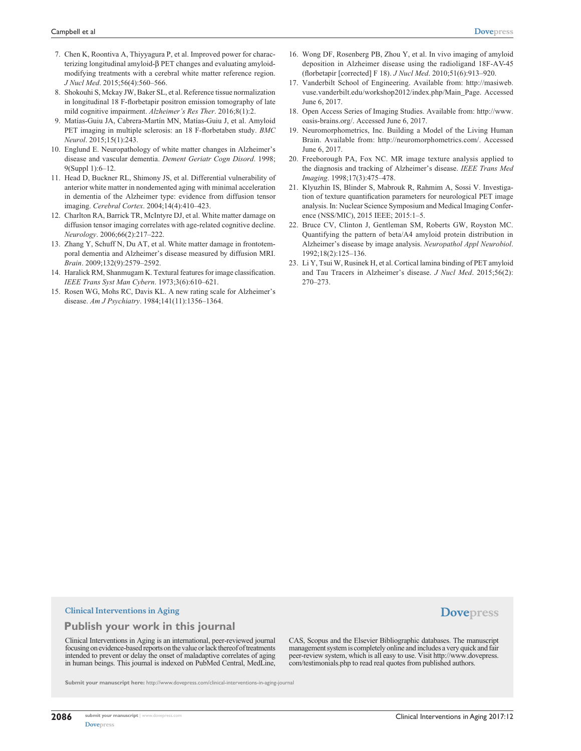7. Chen K, Roontiva A, Thiyyagura P, et al. Improved power for characterizing longitudinal amyloid-β PET changes and evaluating amyloid-modifying treatments with a cerebral white matter reference region. *J Nucl Med*. 2015;56(4):560–566.
8. Shokouhi S, Mckay JW, Baker SL, et al. Reference tissue normalization in longitudinal 18 F-florbetapir positron emission tomography of late mild cognitive impairment. *Alzheimer's Res Ther*. 2016;8(1):2.
9. Matías-Guiu JA, Cabrera-Martín MN, Matías-Guiu J, et al. Amyloid PET imaging in multiple sclerosis: an 18 F-florbetaben study. *BMC Neurol*. 2015;15(1):243.
10. Englund E. Neuropathology of white matter changes in Alzheimer's disease and vascular dementia. *Dement Geriatr Cogn Disord*. 1998; 9(Suppl 1):6–12.
11. Head D, Buckner RL, Shimony JS, et al. Differential vulnerability of anterior white matter in nondemented aging with minimal acceleration in dementia of the Alzheimer type: evidence from diffusion tensor imaging. *Cerebral Cortex*. 2004;14(4):410–423.
12. Charlton RA, Barrick TR, McIntyre DJ, et al. White matter damage on diffusion tensor imaging correlates with age-related cognitive decline. *Neurology*. 2006;66(2):217–222.
13. Zhang Y, Schuff N, Du AT, et al. White matter damage in frontotemporal dementia and Alzheimer's disease measured by diffusion MRI. *Brain*. 2009;132(9):2579–2592.
14. Haralick RM, Shanmugam K. Textural features for image classification. *IEEE Trans Syst Man Cybern*. 1973;3(6):610–621.
15. Rosen WG, Mohs RC, Davis KL. A new rating scale for Alzheimer's disease. *Am J Psychiatry*. 1984;141(11):1356–1364.
16. Wong DF, Rosenberg PB, Zhou Y, et al. In vivo imaging of amyloid deposition in Alzheimer disease using the radioligand 18F-AV-45 (florbetapir [corrected] F 18). *J Nucl Med*. 2010;51(6):913–920.
17. Vanderbilt School of Engineering. Available from: http://masiweb.vuse.vanderbilt.edu/workshop2012/index.php/Main_Page. Accessed June 6, 2017.
18. Open Access Series of Imaging Studies. Available from: http://www.oasis-brains.org/. Accessed June 6, 2017.
19. Neuromorphometrics, Inc. Building a Model of the Living Human Brain. Available from: http://neuromorphometrics.com/. Accessed June 6, 2017.
20. Freeborough PA, Fox NC. MR image texture analysis applied to the diagnosis and tracking of Alzheimer's disease. *IEEE Trans Med Imaging*. 1998;17(3):475–478.
21. Klyuzhin IS, Blinder S, Mabrouk R, Rahmim A, Sossi V. Investigation of texture quantification parameters for neurological PET image analysis. In: Nuclear Science Symposium and Medical Imaging Conference (NSS/MIC), 2015 IEEE; 2015:1–5.
22. Bruce CV, Clinton J, Gentleman SM, Roberts GW, Royston MC. Quantifying the pattern of beta/A4 amyloid protein distribution in Alzheimer's disease by image analysis. *Neuropathol Appl Neurobiol*. 1992;18(2):125–136.
23. Li Y, Tsui W, Rusinek H, et al. Cortical lamina binding of PET amyloid and Tau Tracers in Alzheimer's disease. *J Nucl Med*. 2015;56(2): 270–273.

**Clinical Interventions in Aging**

**Publish your work in this journal**

Clinical Interventions in Aging is an international, peer-reviewed journal focusing on evidence-based reports on the value or lack thereof of treatments intended to prevent or delay the onset of maladaptive correlates of aging in human beings. This journal is indexed on PubMed Central, MedLine, CAS, Scopus and the Elsevier Bibliographic databases. The manuscript management system is completely online and includes a very quick and fair peer-review system, which is all easy to use. Visit http://www.dovepress.com/testimonials.php to read real quotes from published authors.

**Submit your manuscript here:** http://www.dovepress.com/clinical-interventions-in-aging-journal